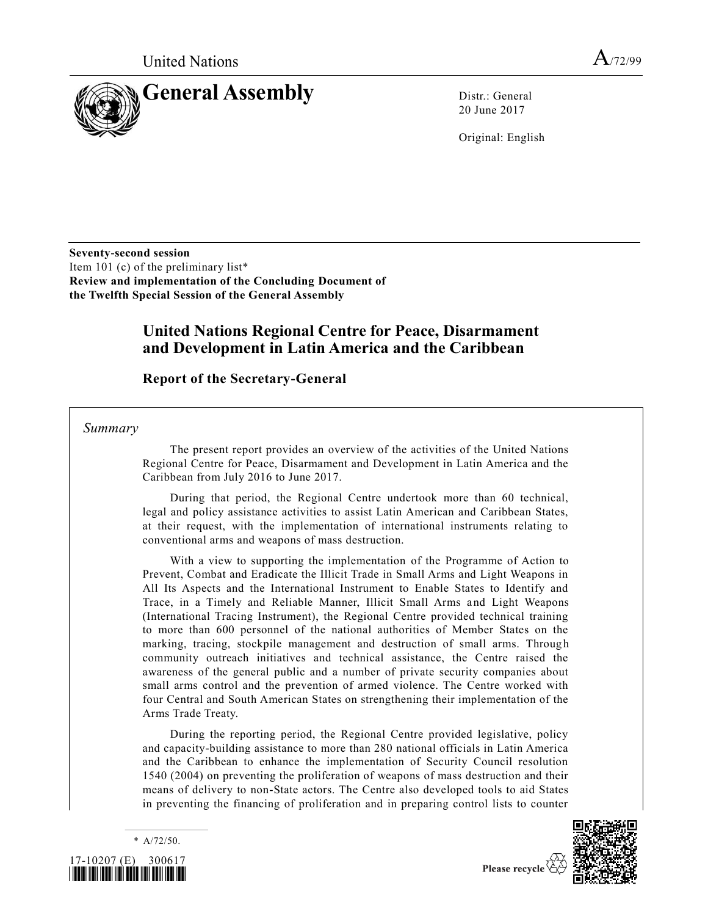United Nations

A/72/99

# General Assembly

Distr.: General
20 June 2017

Original: English

**Seventy-second session**
Item 101 (c) of the preliminary list*
**Review and implementation of the Concluding Document of the Twelfth Special Session of the General Assembly**

## United Nations Regional Centre for Peace, Disarmament and Development in Latin America and the Caribbean

### Report of the Secretary-General

*Summary*

The present report provides an overview of the activities of the United Nations Regional Centre for Peace, Disarmament and Development in Latin America and the Caribbean from July 2016 to June 2017.

During that period, the Regional Centre undertook more than 60 technical, legal and policy assistance activities to assist Latin American and Caribbean States, at their request, with the implementation of international instruments relating to conventional arms and weapons of mass destruction.

With a view to supporting the implementation of the Programme of Action to Prevent, Combat and Eradicate the Illicit Trade in Small Arms and Light Weapons in All Its Aspects and the International Instrument to Enable States to Identify and Trace, in a Timely and Reliable Manner, Illicit Small Arms and Light Weapons (International Tracing Instrument), the Regional Centre provided technical training to more than 600 personnel of the national authorities of Member States on the marking, tracing, stockpile management and destruction of small arms. Through community outreach initiatives and technical assistance, the Centre raised the awareness of the general public and a number of private security companies about small arms control and the prevention of armed violence. The Centre worked with four Central and South American States on strengthening their implementation of the Arms Trade Treaty.

During the reporting period, the Regional Centre provided legislative, policy and capacity-building assistance to more than 280 national officials in Latin America and the Caribbean to enhance the implementation of Security Council resolution 1540 (2004) on preventing the proliferation of weapons of mass destruction and their means of delivery to non-State actors. The Centre also developed tools to aid States in preventing the financing of proliferation and in preparing control lists to counter

\* A/72/50.

17-10207 (E) 300617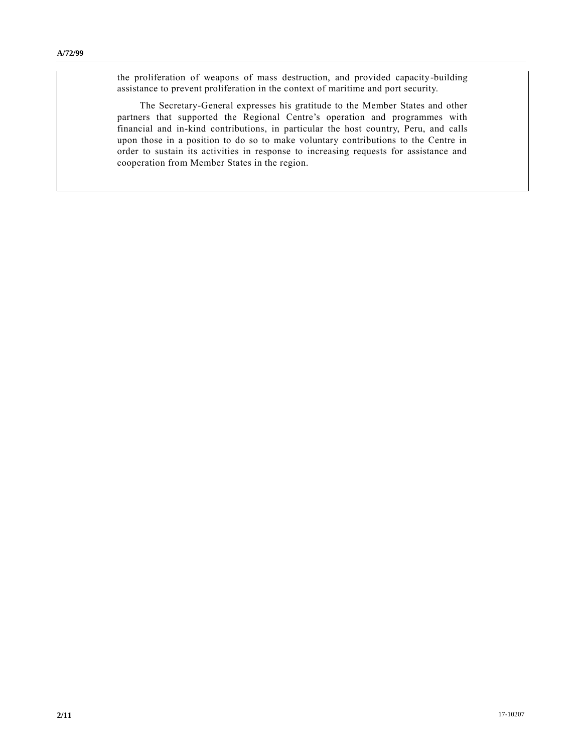the proliferation of weapons of mass destruction, and provided capacity-building assistance to prevent proliferation in the context of maritime and port security.

The Secretary-General expresses his gratitude to the Member States and other partners that supported the Regional Centre's operation and programmes with financial and in-kind contributions, in particular the host country, Peru, and calls upon those in a position to do so to make voluntary contributions to the Centre in order to sustain its activities in response to increasing requests for assistance and cooperation from Member States in the region.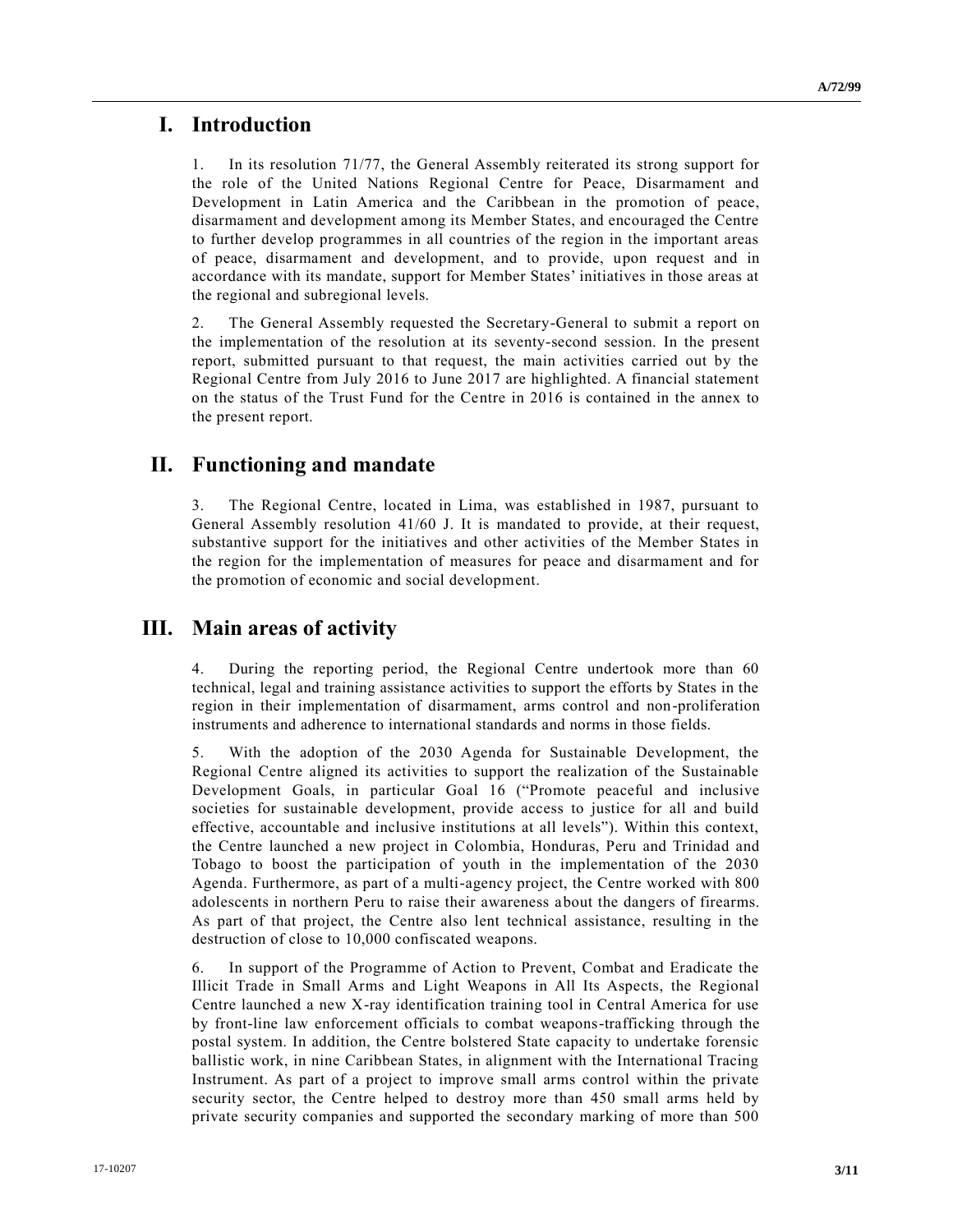# I. Introduction

1. In its resolution 71/77, the General Assembly reiterated its strong support for the role of the United Nations Regional Centre for Peace, Disarmament and Development in Latin America and the Caribbean in the promotion of peace, disarmament and development among its Member States, and encouraged the Centre to further develop programmes in all countries of the region in the important areas of peace, disarmament and development, and to provide, upon request and in accordance with its mandate, support for Member States' initiatives in those areas at the regional and subregional levels.

2. The General Assembly requested the Secretary-General to submit a report on the implementation of the resolution at its seventy-second session. In the present report, submitted pursuant to that request, the main activities carried out by the Regional Centre from July 2016 to June 2017 are highlighted. A financial statement on the status of the Trust Fund for the Centre in 2016 is contained in the annex to the present report.

# II. Functioning and mandate

3. The Regional Centre, located in Lima, was established in 1987, pursuant to General Assembly resolution 41/60 J. It is mandated to provide, at their request, substantive support for the initiatives and other activities of the Member States in the region for the implementation of measures for peace and disarmament and for the promotion of economic and social development.

# III. Main areas of activity

4. During the reporting period, the Regional Centre undertook more than 60 technical, legal and training assistance activities to support the efforts by States in the region in their implementation of disarmament, arms control and non-proliferation instruments and adherence to international standards and norms in those fields.

5. With the adoption of the 2030 Agenda for Sustainable Development, the Regional Centre aligned its activities to support the realization of the Sustainable Development Goals, in particular Goal 16 ("Promote peaceful and inclusive societies for sustainable development, provide access to justice for all and build effective, accountable and inclusive institutions at all levels"). Within this context, the Centre launched a new project in Colombia, Honduras, Peru and Trinidad and Tobago to boost the participation of youth in the implementation of the 2030 Agenda. Furthermore, as part of a multi-agency project, the Centre worked with 800 adolescents in northern Peru to raise their awareness about the dangers of firearms. As part of that project, the Centre also lent technical assistance, resulting in the destruction of close to 10,000 confiscated weapons.

6. In support of the Programme of Action to Prevent, Combat and Eradicate the Illicit Trade in Small Arms and Light Weapons in All Its Aspects, the Regional Centre launched a new X-ray identification training tool in Central America for use by front-line law enforcement officials to combat weapons-trafficking through the postal system. In addition, the Centre bolstered State capacity to undertake forensic ballistic work, in nine Caribbean States, in alignment with the International Tracing Instrument. As part of a project to improve small arms control within the private security sector, the Centre helped to destroy more than 450 small arms held by private security companies and supported the secondary marking of more than 500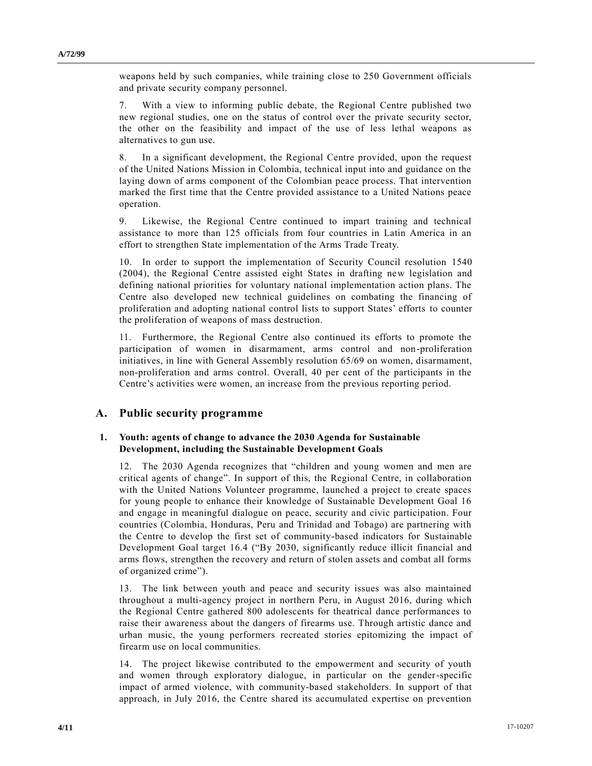weapons held by such companies, while training close to 250 Government officials and private security company personnel.

7. With a view to informing public debate, the Regional Centre published two new regional studies, one on the status of control over the private security sector, the other on the feasibility and impact of the use of less lethal weapons as alternatives to gun use.

8. In a significant development, the Regional Centre provided, upon the request of the United Nations Mission in Colombia, technical input into and guidance on the laying down of arms component of the Colombian peace process. That intervention marked the first time that the Centre provided assistance to a United Nations peace operation.

9. Likewise, the Regional Centre continued to impart training and technical assistance to more than 125 officials from four countries in Latin America in an effort to strengthen State implementation of the Arms Trade Treaty.

10. In order to support the implementation of Security Council resolution 1540 (2004), the Regional Centre assisted eight States in drafting new legislation and defining national priorities for voluntary national implementation action plans. The Centre also developed new technical guidelines on combating the financing of proliferation and adopting national control lists to support States' efforts to counter the proliferation of weapons of mass destruction.

11. Furthermore, the Regional Centre also continued its efforts to promote the participation of women in disarmament, arms control and non-proliferation initiatives, in line with General Assembly resolution 65/69 on women, disarmament, non-proliferation and arms control. Overall, 40 per cent of the participants in the Centre's activities were women, an increase from the previous reporting period.

## A. Public security programme

### 1. Youth: agents of change to advance the 2030 Agenda for Sustainable Development, including the Sustainable Development Goals

12. The 2030 Agenda recognizes that "children and young women and men are critical agents of change". In support of this, the Regional Centre, in collaboration with the United Nations Volunteer programme, launched a project to create spaces for young people to enhance their knowledge of Sustainable Development Goal 16 and engage in meaningful dialogue on peace, security and civic participation. Four countries (Colombia, Honduras, Peru and Trinidad and Tobago) are partnering with the Centre to develop the first set of community-based indicators for Sustainable Development Goal target 16.4 ("By 2030, significantly reduce illicit financial and arms flows, strengthen the recovery and return of stolen assets and combat all forms of organized crime").

13. The link between youth and peace and security issues was also maintained throughout a multi-agency project in northern Peru, in August 2016, during which the Regional Centre gathered 800 adolescents for theatrical dance performances to raise their awareness about the dangers of firearms use. Through artistic dance and urban music, the young performers recreated stories epitomizing the impact of firearm use on local communities.

14. The project likewise contributed to the empowerment and security of youth and women through exploratory dialogue, in particular on the gender-specific impact of armed violence, with community-based stakeholders. In support of that approach, in July 2016, the Centre shared its accumulated expertise on prevention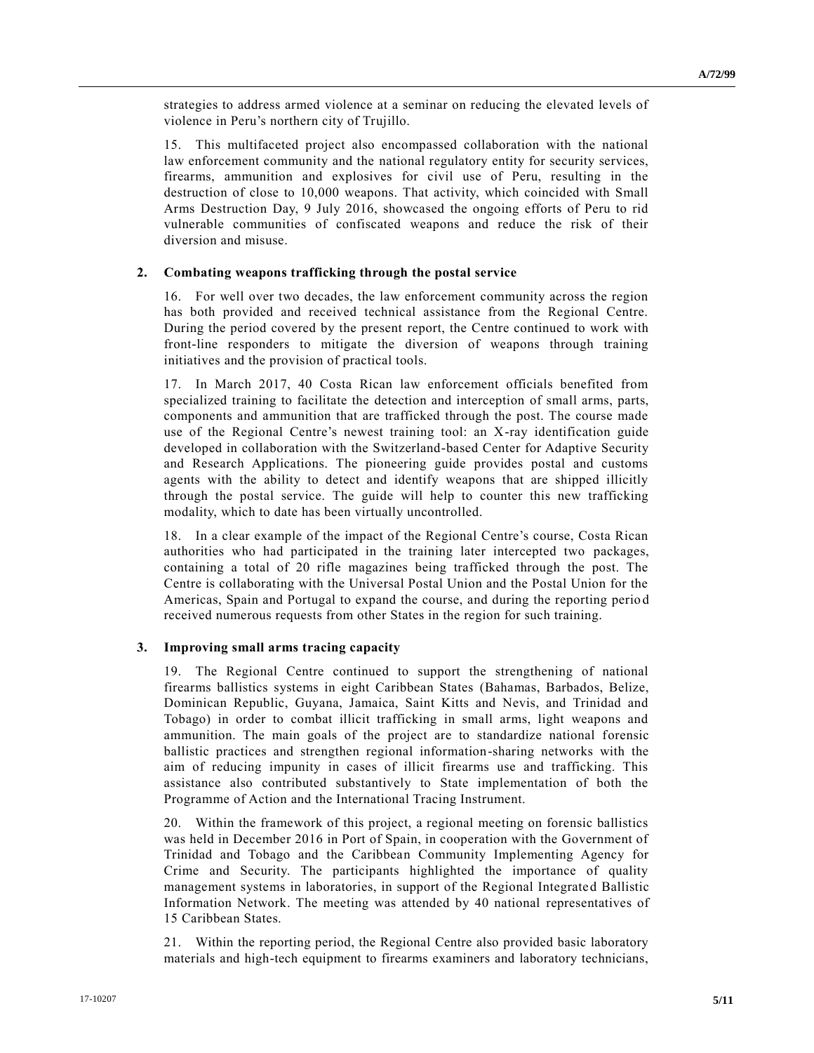strategies to address armed violence at a seminar on reducing the elevated levels of violence in Peru's northern city of Trujillo.

15. This multifaceted project also encompassed collaboration with the national law enforcement community and the national regulatory entity for security services, firearms, ammunition and explosives for civil use of Peru, resulting in the destruction of close to 10,000 weapons. That activity, which coincided with Small Arms Destruction Day, 9 July 2016, showcased the ongoing efforts of Peru to rid vulnerable communities of confiscated weapons and reduce the risk of their diversion and misuse.

### 2. Combating weapons trafficking through the postal service

16. For well over two decades, the law enforcement community across the region has both provided and received technical assistance from the Regional Centre. During the period covered by the present report, the Centre continued to work with front-line responders to mitigate the diversion of weapons through training initiatives and the provision of practical tools.

17. In March 2017, 40 Costa Rican law enforcement officials benefited from specialized training to facilitate the detection and interception of small arms, parts, components and ammunition that are trafficked through the post. The course made use of the Regional Centre's newest training tool: an X-ray identification guide developed in collaboration with the Switzerland-based Center for Adaptive Security and Research Applications. The pioneering guide provides postal and customs agents with the ability to detect and identify weapons that are shipped illicitly through the postal service. The guide will help to counter this new trafficking modality, which to date has been virtually uncontrolled.

18. In a clear example of the impact of the Regional Centre's course, Costa Rican authorities who had participated in the training later intercepted two packages, containing a total of 20 rifle magazines being trafficked through the post. The Centre is collaborating with the Universal Postal Union and the Postal Union for the Americas, Spain and Portugal to expand the course, and during the reporting period received numerous requests from other States in the region for such training.

### 3. Improving small arms tracing capacity

19. The Regional Centre continued to support the strengthening of national firearms ballistics systems in eight Caribbean States (Bahamas, Barbados, Belize, Dominican Republic, Guyana, Jamaica, Saint Kitts and Nevis, and Trinidad and Tobago) in order to combat illicit trafficking in small arms, light weapons and ammunition. The main goals of the project are to standardize national forensic ballistic practices and strengthen regional information-sharing networks with the aim of reducing impunity in cases of illicit firearms use and trafficking. This assistance also contributed substantively to State implementation of both the Programme of Action and the International Tracing Instrument.

20. Within the framework of this project, a regional meeting on forensic ballistics was held in December 2016 in Port of Spain, in cooperation with the Government of Trinidad and Tobago and the Caribbean Community Implementing Agency for Crime and Security. The participants highlighted the importance of quality management systems in laboratories, in support of the Regional Integrated Ballistic Information Network. The meeting was attended by 40 national representatives of 15 Caribbean States.

21. Within the reporting period, the Regional Centre also provided basic laboratory materials and high-tech equipment to firearms examiners and laboratory technicians,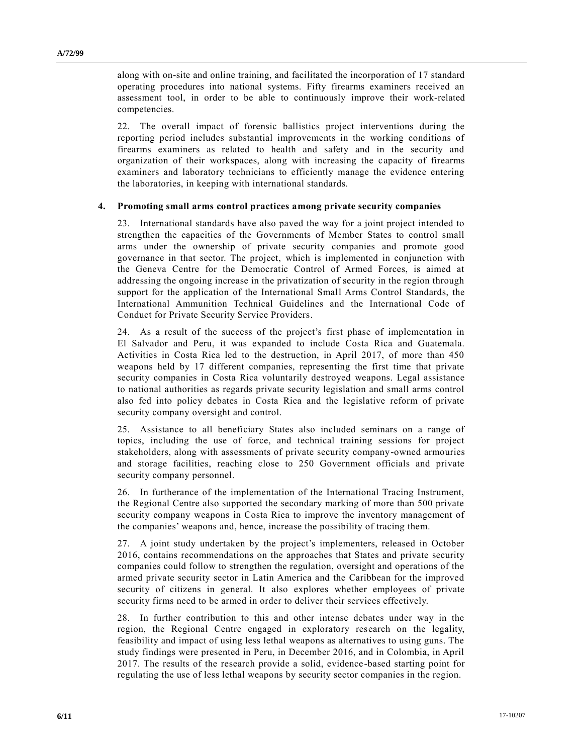along with on-site and online training, and facilitated the incorporation of 17 standard operating procedures into national systems. Fifty firearms examiners received an assessment tool, in order to be able to continuously improve their work-related competencies.

22. The overall impact of forensic ballistics project interventions during the reporting period includes substantial improvements in the working conditions of firearms examiners as related to health and safety and in the security and organization of their workspaces, along with increasing the capacity of firearms examiners and laboratory technicians to efficiently manage the evidence entering the laboratories, in keeping with international standards.

### 4. Promoting small arms control practices among private security companies

23. International standards have also paved the way for a joint project intended to strengthen the capacities of the Governments of Member States to control small arms under the ownership of private security companies and promote good governance in that sector. The project, which is implemented in conjunction with the Geneva Centre for the Democratic Control of Armed Forces, is aimed at addressing the ongoing increase in the privatization of security in the region through support for the application of the International Small Arms Control Standards, the International Ammunition Technical Guidelines and the International Code of Conduct for Private Security Service Providers.

24. As a result of the success of the project's first phase of implementation in El Salvador and Peru, it was expanded to include Costa Rica and Guatemala. Activities in Costa Rica led to the destruction, in April 2017, of more than 450 weapons held by 17 different companies, representing the first time that private security companies in Costa Rica voluntarily destroyed weapons. Legal assistance to national authorities as regards private security legislation and small arms control also fed into policy debates in Costa Rica and the legislative reform of private security company oversight and control.

25. Assistance to all beneficiary States also included seminars on a range of topics, including the use of force, and technical training sessions for project stakeholders, along with assessments of private security company-owned armouries and storage facilities, reaching close to 250 Government officials and private security company personnel.

26. In furtherance of the implementation of the International Tracing Instrument, the Regional Centre also supported the secondary marking of more than 500 private security company weapons in Costa Rica to improve the inventory management of the companies' weapons and, hence, increase the possibility of tracing them.

27. A joint study undertaken by the project's implementers, released in October 2016, contains recommendations on the approaches that States and private security companies could follow to strengthen the regulation, oversight and operations of the armed private security sector in Latin America and the Caribbean for the improved security of citizens in general. It also explores whether employees of private security firms need to be armed in order to deliver their services effectively.

28. In further contribution to this and other intense debates under way in the region, the Regional Centre engaged in exploratory research on the legality, feasibility and impact of using less lethal weapons as alternatives to using guns. The study findings were presented in Peru, in December 2016, and in Colombia, in April 2017. The results of the research provide a solid, evidence-based starting point for regulating the use of less lethal weapons by security sector companies in the region.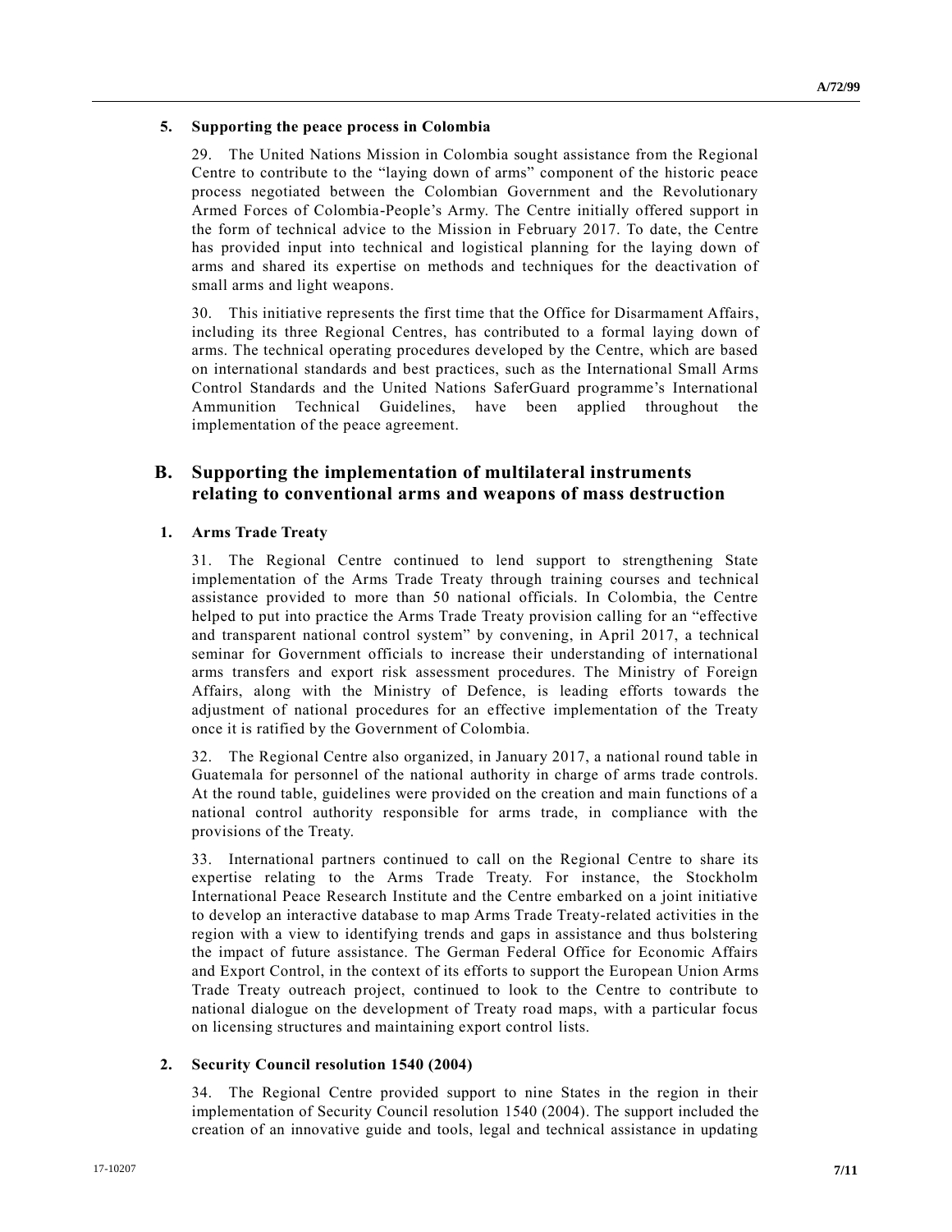### 5. Supporting the peace process in Colombia

29. The United Nations Mission in Colombia sought assistance from the Regional Centre to contribute to the "laying down of arms" component of the historic peace process negotiated between the Colombian Government and the Revolutionary Armed Forces of Colombia-People's Army. The Centre initially offered support in the form of technical advice to the Mission in February 2017. To date, the Centre has provided input into technical and logistical planning for the laying down of arms and shared its expertise on methods and techniques for the deactivation of small arms and light weapons.

30. This initiative represents the first time that the Office for Disarmament Affairs, including its three Regional Centres, has contributed to a formal laying down of arms. The technical operating procedures developed by the Centre, which are based on international standards and best practices, such as the International Small Arms Control Standards and the United Nations SaferGuard programme's International Ammunition Technical Guidelines, have been applied throughout the implementation of the peace agreement.

## B. Supporting the implementation of multilateral instruments relating to conventional arms and weapons of mass destruction

### 1. Arms Trade Treaty

31. The Regional Centre continued to lend support to strengthening State implementation of the Arms Trade Treaty through training courses and technical assistance provided to more than 50 national officials. In Colombia, the Centre helped to put into practice the Arms Trade Treaty provision calling for an "effective and transparent national control system" by convening, in April 2017, a technical seminar for Government officials to increase their understanding of international arms transfers and export risk assessment procedures. The Ministry of Foreign Affairs, along with the Ministry of Defence, is leading efforts towards the adjustment of national procedures for an effective implementation of the Treaty once it is ratified by the Government of Colombia.

32. The Regional Centre also organized, in January 2017, a national round table in Guatemala for personnel of the national authority in charge of arms trade controls. At the round table, guidelines were provided on the creation and main functions of a national control authority responsible for arms trade, in compliance with the provisions of the Treaty.

33. International partners continued to call on the Regional Centre to share its expertise relating to the Arms Trade Treaty. For instance, the Stockholm International Peace Research Institute and the Centre embarked on a joint initiative to develop an interactive database to map Arms Trade Treaty-related activities in the region with a view to identifying trends and gaps in assistance and thus bolstering the impact of future assistance. The German Federal Office for Economic Affairs and Export Control, in the context of its efforts to support the European Union Arms Trade Treaty outreach project, continued to look to the Centre to contribute to national dialogue on the development of Treaty road maps, with a particular focus on licensing structures and maintaining export control lists.

### 2. Security Council resolution 1540 (2004)

34. The Regional Centre provided support to nine States in the region in their implementation of Security Council resolution 1540 (2004). The support included the creation of an innovative guide and tools, legal and technical assistance in updating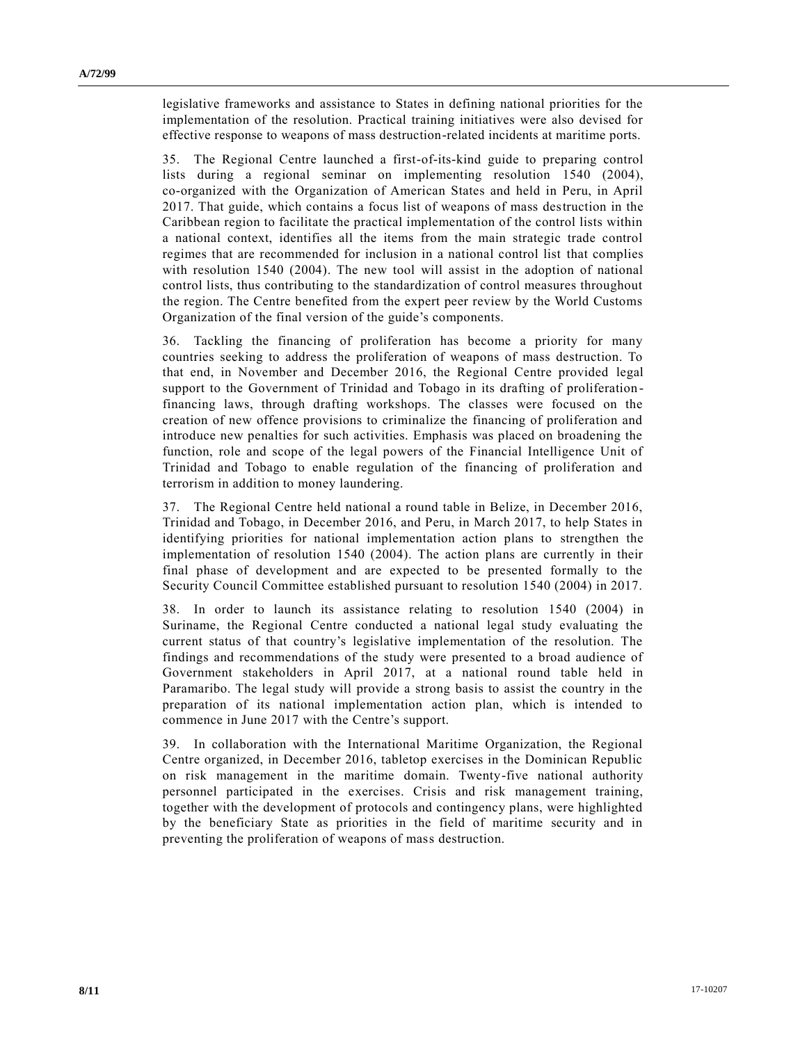legislative frameworks and assistance to States in defining national priorities for the implementation of the resolution. Practical training initiatives were also devised for effective response to weapons of mass destruction-related incidents at maritime ports.

35. The Regional Centre launched a first-of-its-kind guide to preparing control lists during a regional seminar on implementing resolution 1540 (2004), co-organized with the Organization of American States and held in Peru, in April 2017. That guide, which contains a focus list of weapons of mass destruction in the Caribbean region to facilitate the practical implementation of the control lists within a national context, identifies all the items from the main strategic trade control regimes that are recommended for inclusion in a national control list that complies with resolution 1540 (2004). The new tool will assist in the adoption of national control lists, thus contributing to the standardization of control measures throughout the region. The Centre benefited from the expert peer review by the World Customs Organization of the final version of the guide's components.

36. Tackling the financing of proliferation has become a priority for many countries seeking to address the proliferation of weapons of mass destruction. To that end, in November and December 2016, the Regional Centre provided legal support to the Government of Trinidad and Tobago in its drafting of proliferation-financing laws, through drafting workshops. The classes were focused on the creation of new offence provisions to criminalize the financing of proliferation and introduce new penalties for such activities. Emphasis was placed on broadening the function, role and scope of the legal powers of the Financial Intelligence Unit of Trinidad and Tobago to enable regulation of the financing of proliferation and terrorism in addition to money laundering.

37. The Regional Centre held national a round table in Belize, in December 2016, Trinidad and Tobago, in December 2016, and Peru, in March 2017, to help States in identifying priorities for national implementation action plans to strengthen the implementation of resolution 1540 (2004). The action plans are currently in their final phase of development and are expected to be presented formally to the Security Council Committee established pursuant to resolution 1540 (2004) in 2017.

38. In order to launch its assistance relating to resolution 1540 (2004) in Suriname, the Regional Centre conducted a national legal study evaluating the current status of that country's legislative implementation of the resolution. The findings and recommendations of the study were presented to a broad audience of Government stakeholders in April 2017, at a national round table held in Paramaribo. The legal study will provide a strong basis to assist the country in the preparation of its national implementation action plan, which is intended to commence in June 2017 with the Centre's support.

39. In collaboration with the International Maritime Organization, the Regional Centre organized, in December 2016, tabletop exercises in the Dominican Republic on risk management in the maritime domain. Twenty-five national authority personnel participated in the exercises. Crisis and risk management training, together with the development of protocols and contingency plans, were highlighted by the beneficiary State as priorities in the field of maritime security and in preventing the proliferation of weapons of mass destruction.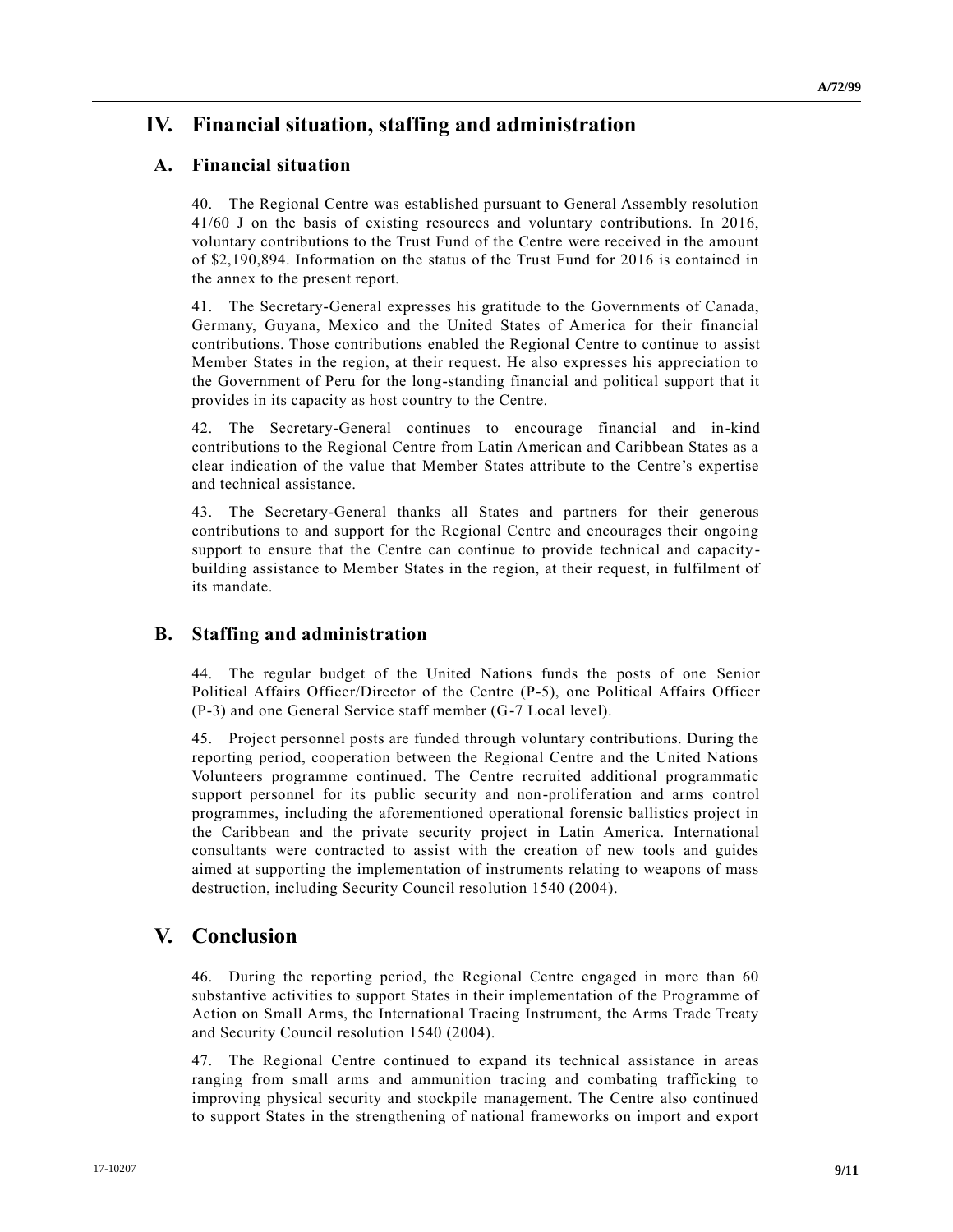# IV. Financial situation, staffing and administration

## A. Financial situation

40. The Regional Centre was established pursuant to General Assembly resolution 41/60 J on the basis of existing resources and voluntary contributions. In 2016, voluntary contributions to the Trust Fund of the Centre were received in the amount of $2,190,894. Information on the status of the Trust Fund for 2016 is contained in the annex to the present report.

41. The Secretary-General expresses his gratitude to the Governments of Canada, Germany, Guyana, Mexico and the United States of America for their financial contributions. Those contributions enabled the Regional Centre to continue to assist Member States in the region, at their request. He also expresses his appreciation to the Government of Peru for the long-standing financial and political support that it provides in its capacity as host country to the Centre.

42. The Secretary-General continues to encourage financial and in-kind contributions to the Regional Centre from Latin American and Caribbean States as a clear indication of the value that Member States attribute to the Centre's expertise and technical assistance.

43. The Secretary-General thanks all States and partners for their generous contributions to and support for the Regional Centre and encourages their ongoing support to ensure that the Centre can continue to provide technical and capacity-building assistance to Member States in the region, at their request, in fulfilment of its mandate.

## B. Staffing and administration

44. The regular budget of the United Nations funds the posts of one Senior Political Affairs Officer/Director of the Centre (P-5), one Political Affairs Officer (P-3) and one General Service staff member (G-7 Local level).

45. Project personnel posts are funded through voluntary contributions. During the reporting period, cooperation between the Regional Centre and the United Nations Volunteers programme continued. The Centre recruited additional programmatic support personnel for its public security and non-proliferation and arms control programmes, including the aforementioned operational forensic ballistics project in the Caribbean and the private security project in Latin America. International consultants were contracted to assist with the creation of new tools and guides aimed at supporting the implementation of instruments relating to weapons of mass destruction, including Security Council resolution 1540 (2004).

# V. Conclusion

46. During the reporting period, the Regional Centre engaged in more than 60 substantive activities to support States in their implementation of the Programme of Action on Small Arms, the International Tracing Instrument, the Arms Trade Treaty and Security Council resolution 1540 (2004).

47. The Regional Centre continued to expand its technical assistance in areas ranging from small arms and ammunition tracing and combating trafficking to improving physical security and stockpile management. The Centre also continued to support States in the strengthening of national frameworks on import and export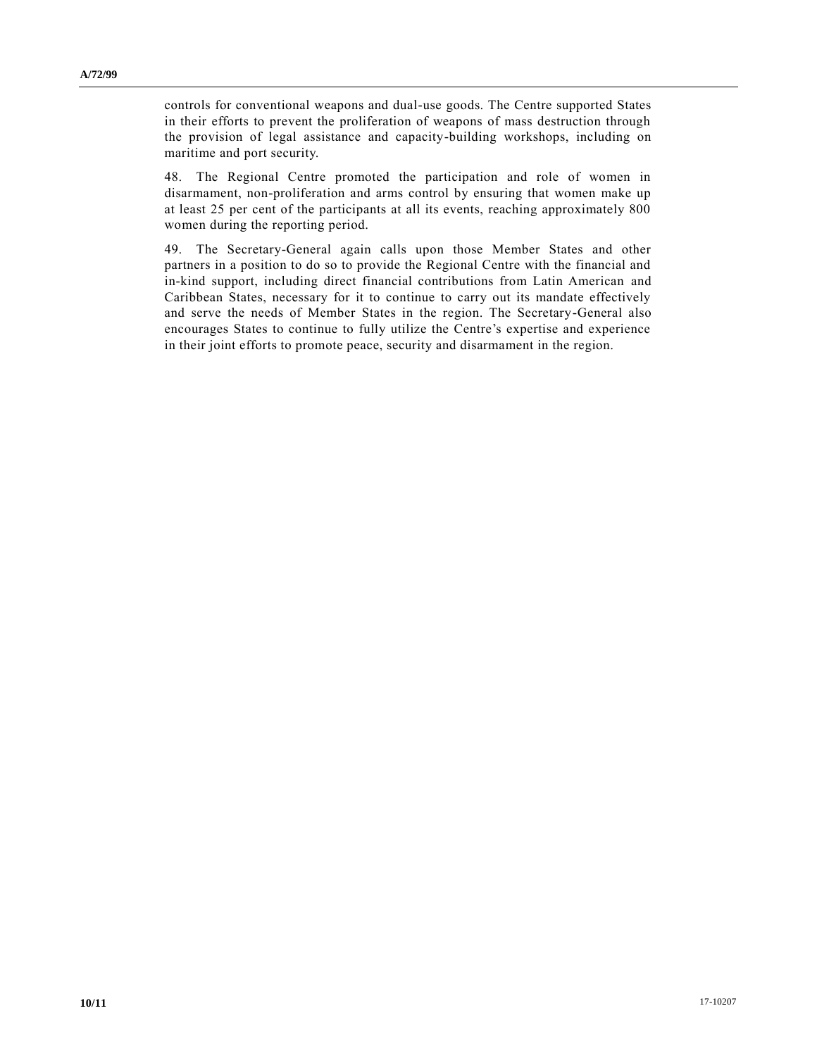controls for conventional weapons and dual-use goods. The Centre supported States in their efforts to prevent the proliferation of weapons of mass destruction through the provision of legal assistance and capacity-building workshops, including on maritime and port security.

48. The Regional Centre promoted the participation and role of women in disarmament, non-proliferation and arms control by ensuring that women make up at least 25 per cent of the participants at all its events, reaching approximately 800 women during the reporting period.

49. The Secretary-General again calls upon those Member States and other partners in a position to do so to provide the Regional Centre with the financial and in-kind support, including direct financial contributions from Latin American and Caribbean States, necessary for it to continue to carry out its mandate effectively and serve the needs of Member States in the region. The Secretary-General also encourages States to continue to fully utilize the Centre's expertise and experience in their joint efforts to promote peace, security and disarmament in the region.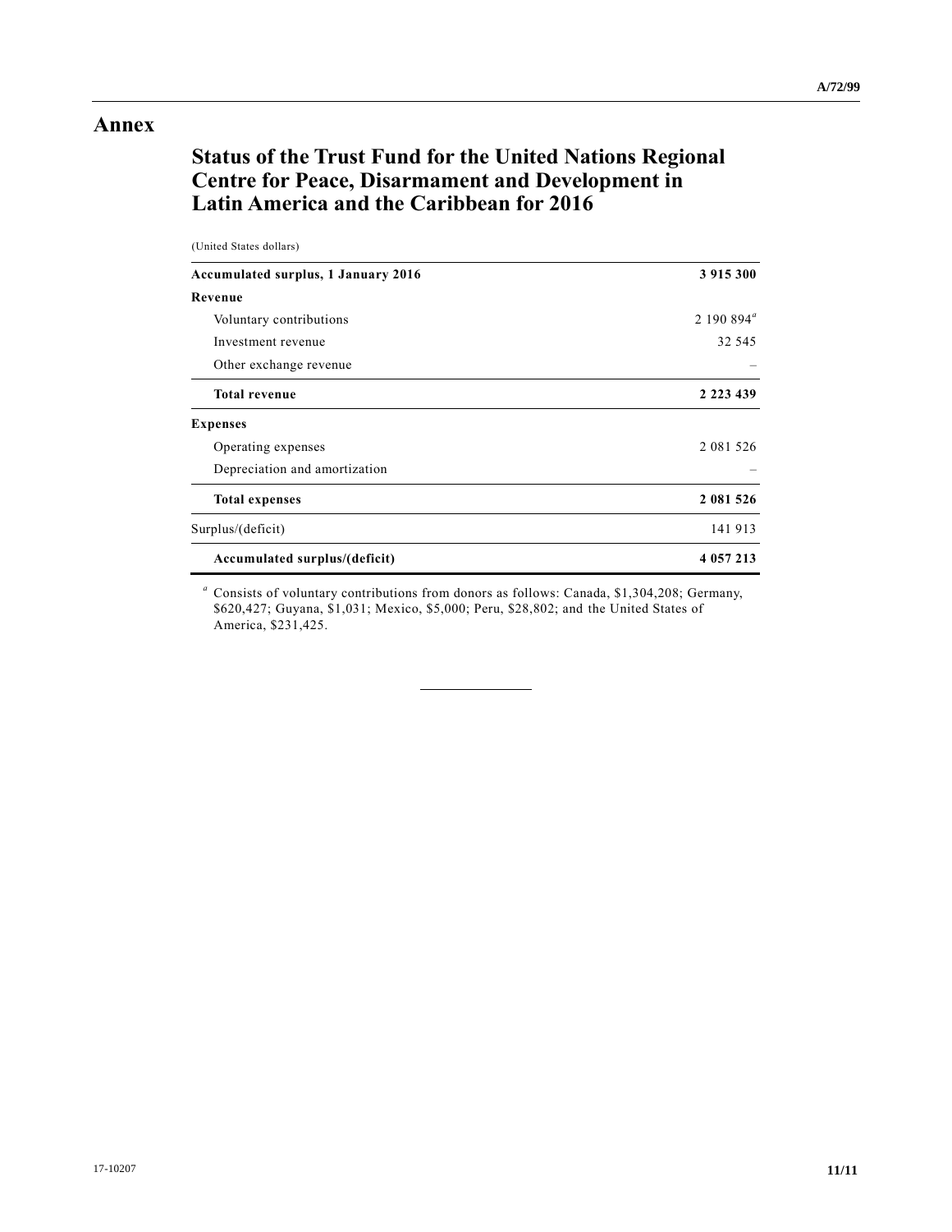# Annex

## Status of the Trust Fund for the United Nations Regional Centre for Peace, Disarmament and Development in Latin America and the Caribbean for 2016

(United States dollars)

| | |
|---|---|
| **Accumulated surplus, 1 January 2016** | **3 915 300** |
| **Revenue** | |
| Voluntary contributions | 2 190 894[a] |
| Investment revenue | 32 545 |
| Other exchange revenue | – |
| **Total revenue** | **2 223 439** |
| **Expenses** | |
| Operating expenses | 2 081 526 |
| Depreciation and amortization | – |
| **Total expenses** | **2 081 526** |
| Surplus/(deficit) | 141 913 |
| **Accumulated surplus/(deficit)** | **4 057 213** |

[a] Consists of voluntary contributions from donors as follows: Canada, $1,304,208; Germany, $620,427; Guyana, $1,031; Mexico, $5,000; Peru, $28,802; and the United States of America, $231,425.